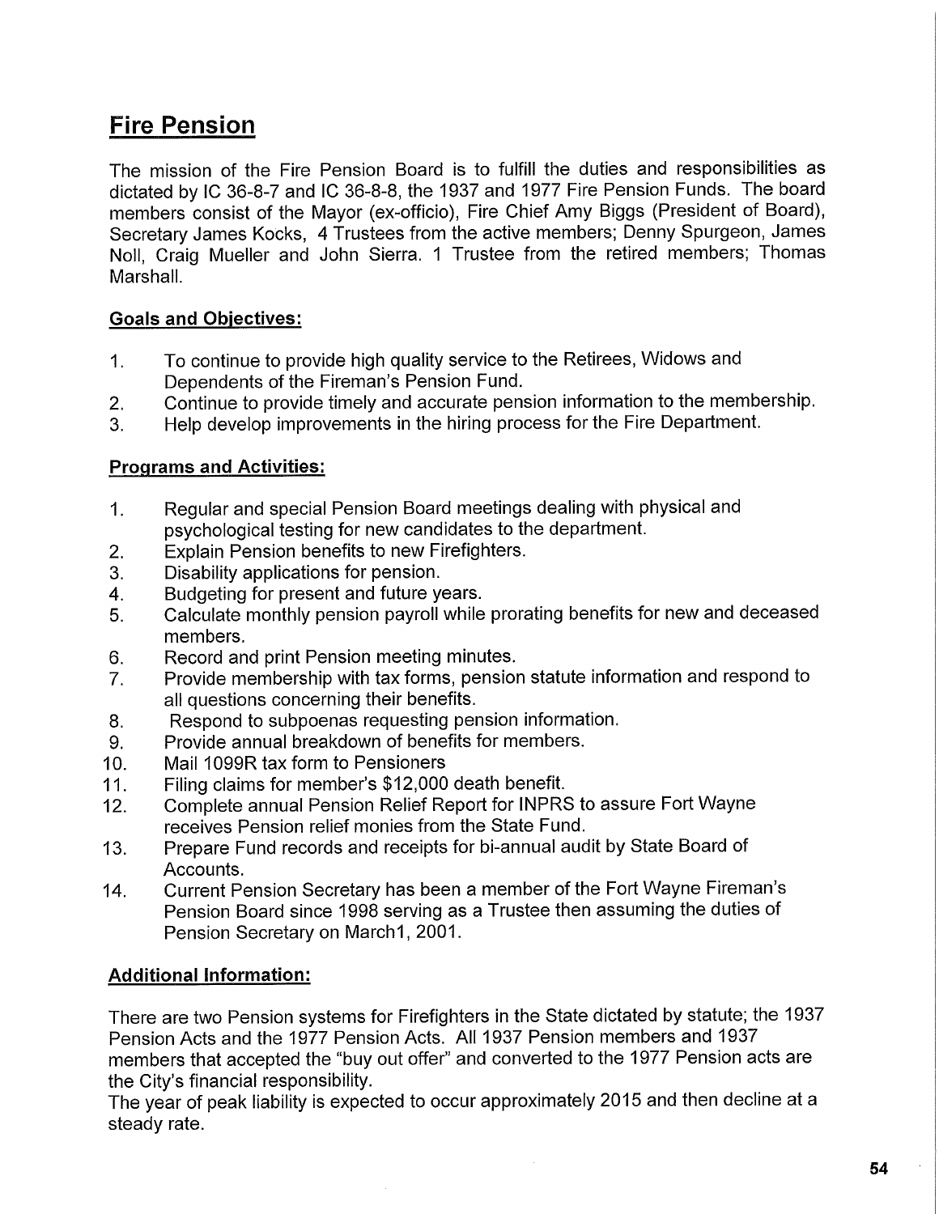# Fire Pension

The mission of the Fire Pension Board is to fulfill the duties and responsibilities as dictated by IC 36-8-7 and IC 36-8-8, the 1937 and 1977 Fire Pension Funds. The board members consist of the Mayor (ex-officio), Fire Chief Amy Biggs (President of Board), Secretary James Kocks, 4 Trustees from the active members; Denny Spurgeon, James Noll, Craig Mueller and John Sierra. 1 Trustee from the retired members; Thomas Marshall.

## Goals and Objectives:

1. To continue to provide high quality service to the Retirees, Widows and Dependents of the Fireman's Pension Fund.
2. Continue to provide timely and accurate pension information to the membership.
3. Help develop improvements in the hiring process for the Fire Department.

## Programs and Activities:

1. Regular and special Pension Board meetings dealing with physical and psychological testing for new candidates to the department.
2. Explain Pension benefits to new Firefighters.
3. Disability applications for pension.
4. Budgeting for present and future years.
5. Calculate monthly pension payroll while prorating benefits for new and deceased members.
6. Record and print Pension meeting minutes.
7. Provide membership with tax forms, pension statute information and respond to all questions concerning their benefits.
8. Respond to subpoenas requesting pension information.
9. Provide annual breakdown of benefits for members.
10. Mail 1099R tax form to Pensioners
11. Filing claims for member's $12,000 death benefit.
12. Complete annual Pension Relief Report for INPRS to assure Fort Wayne receives Pension relief monies from the State Fund.
13. Prepare Fund records and receipts for bi-annual audit by State Board of Accounts.
14. Current Pension Secretary has been a member of the Fort Wayne Fireman's Pension Board since 1998 serving as a Trustee then assuming the duties of Pension Secretary on March1, 2001.

## Additional Information:

There are two Pension systems for Firefighters in the State dictated by statute; the 1937 Pension Acts and the 1977 Pension Acts. All 1937 Pension members and 1937 members that accepted the "buy out offer" and converted to the 1977 Pension acts are the City's financial responsibility.

The year of peak liability is expected to occur approximately 2015 and then decline at a steady rate.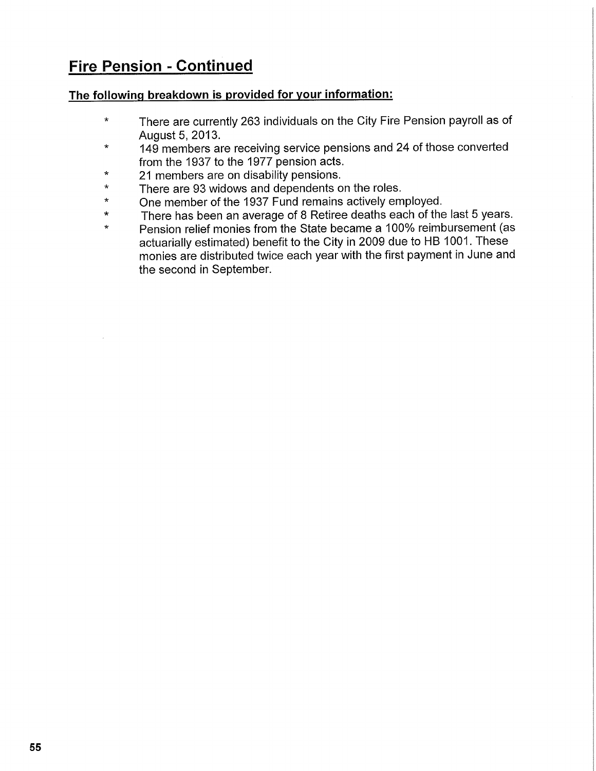## Fire Pension - Continued

### The following breakdown is provided for your information:

* There are currently 263 individuals on the City Fire Pension payroll as of August 5, 2013.
* 149 members are receiving service pensions and 24 of those converted from the 1937 to the 1977 pension acts.
* 21 members are on disability pensions.
* There are 93 widows and dependents on the roles.
* One member of the 1937 Fund remains actively employed.
* There has been an average of 8 Retiree deaths each of the last 5 years.
* Pension relief monies from the State became a 100% reimbursement (as actuarially estimated) benefit to the City in 2009 due to HB 1001. These monies are distributed twice each year with the first payment in June and the second in September.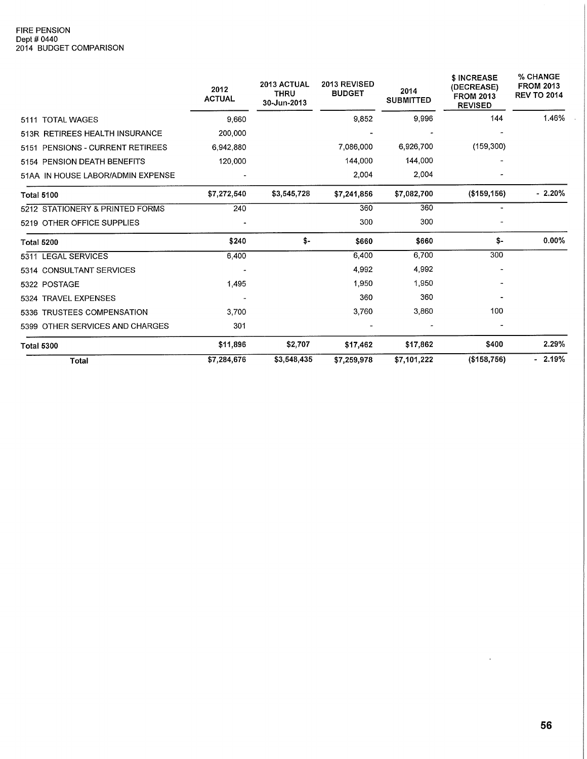FIRE PENSION
Dept # 0440
2014 BUDGET COMPARISON

| | 2012 ACTUAL | 2013 ACTUAL THRU 30-Jun-2013 | 2013 REVISED BUDGET | 2014 SUBMITTED | $ INCREASE (DECREASE) FROM 2013 REVISED | % CHANGE FROM 2013 REV TO 2014 |
|---|---|---|---|---|---|---|
| 5111 TOTAL WAGES | 9,660 | | 9,852 | 9,996 | 144 | 1.46% |
| 513R RETIREES HEALTH INSURANCE | 200,000 | | - | - | - | |
| 5151 PENSIONS - CURRENT RETIREES | 6,942,880 | | 7,086,000 | 6,926,700 | (159,300) | |
| 5154 PENSION DEATH BENEFITS | 120,000 | | 144,000 | 144,000 | - | |
| 51AA IN HOUSE LABOR/ADMIN EXPENSE | - | | 2,004 | 2,004 | - | |
| **Total 5100** | **$7,272,540** | **$3,545,728** | **$7,241,856** | **$7,082,700** | **($159,156)** | **- 2.20%** |
| 5212 STATIONERY & PRINTED FORMS | 240 | | 360 | 360 | - | |
| 5219 OTHER OFFICE SUPPLIES | - | | 300 | 300 | - | |
| **Total 5200** | **$240** | **$-** | **$660** | **$660** | **$-** | **0.00%** |
| 5311 LEGAL SERVICES | 6,400 | | 6,400 | 6,700 | 300 | |
| 5314 CONSULTANT SERVICES | - | | 4,992 | 4,992 | - | |
| 5322 POSTAGE | 1,495 | | 1,950 | 1,950 | - | |
| 5324 TRAVEL EXPENSES | - | | 360 | 360 | - | |
| 5336 TRUSTEES COMPENSATION | 3,700 | | 3,760 | 3,860 | 100 | |
| 5399 OTHER SERVICES AND CHARGES | 301 | | - | - | - | |
| **Total 5300** | **$11,896** | **$2,707** | **$17,462** | **$17,862** | **$400** | **2.29%** |
| **Total** | **$7,284,676** | **$3,548,435** | **$7,259,978** | **$7,101,222** | **($158,756)** | **- 2.19%** |